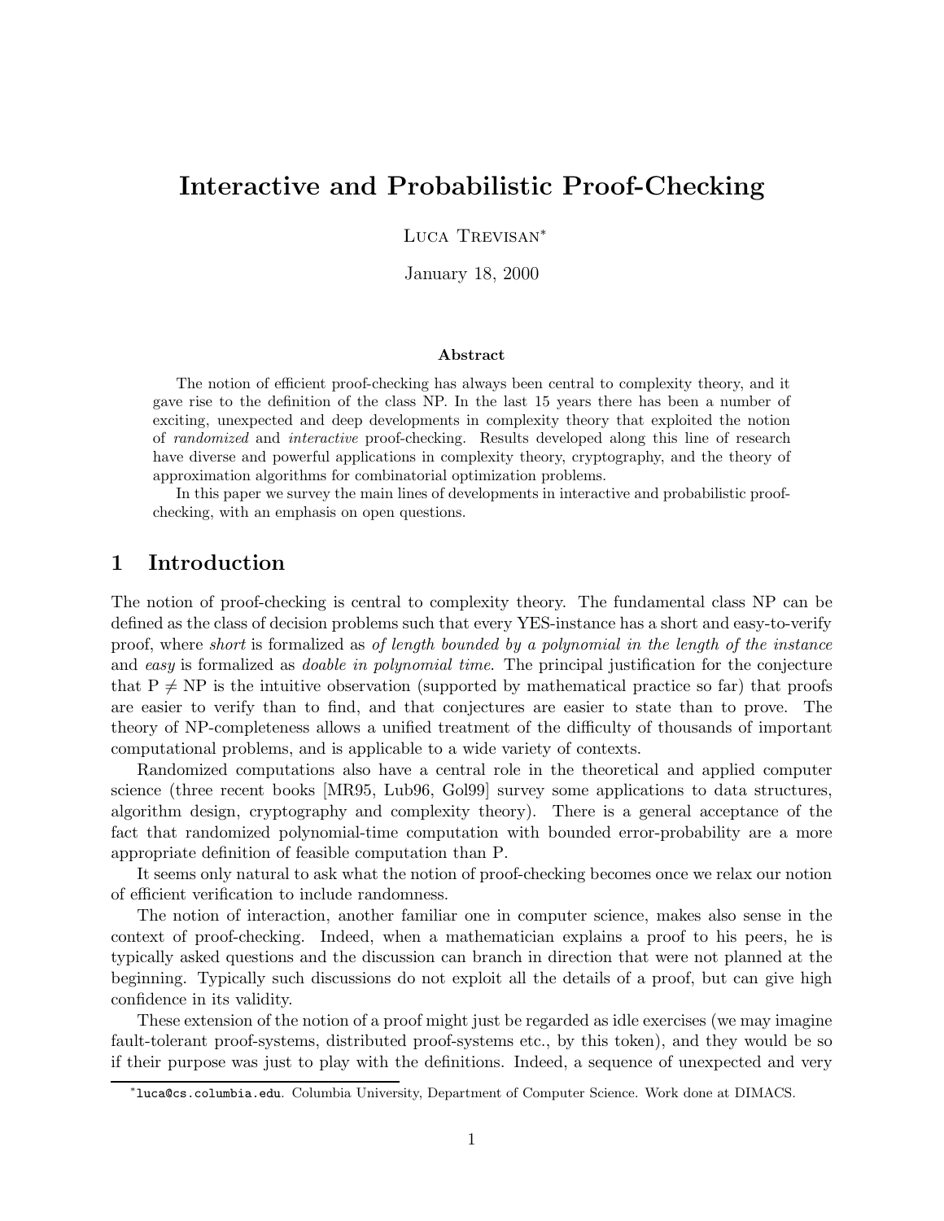# Interactive and Probabilistic Proof-Checking

Luca Trevisan[*]

January 18, 2000

### Abstract

The notion of efficient proof-checking has always been central to complexity theory, and it gave rise to the definition of the class NP. In the last 15 years there has been a number of exciting, unexpected and deep developments in complexity theory that exploited the notion of *randomized* and *interactive* proof-checking. Results developed along this line of research have diverse and powerful applications in complexity theory, cryptography, and the theory of approximation algorithms for combinatorial optimization problems.

In this paper we survey the main lines of developments in interactive and probabilistic proof-checking, with an emphasis on open questions.

## 1 Introduction

The notion of proof-checking is central to complexity theory. The fundamental class NP can be defined as the class of decision problems such that every YES-instance has a short and easy-to-verify proof, where *short* is formalized as *of length bounded by a polynomial in the length of the instance* and *easy* is formalized as *doable in polynomial time*. The principal justification for the conjecture that $\mathrm{P} \neq \mathrm{NP}$ is the intuitive observation (supported by mathematical practice so far) that proofs are easier to verify than to find, and that conjectures are easier to state than to prove. The theory of NP-completeness allows a unified treatment of the difficulty of thousands of important computational problems, and is applicable to a wide variety of contexts.

Randomized computations also have a central role in the theoretical and applied computer science (three recent books [MR95, Lub96, Gol99] survey some applications to data structures, algorithm design, cryptography and complexity theory). There is a general acceptance of the fact that randomized polynomial-time computation with bounded error-probability are a more appropriate definition of feasible computation than P.

It seems only natural to ask what the notion of proof-checking becomes once we relax our notion of efficient verification to include randomness.

The notion of interaction, another familiar one in computer science, makes also sense in the context of proof-checking. Indeed, when a mathematician explains a proof to his peers, he is typically asked questions and the discussion can branch in direction that were not planned at the beginning. Typically such discussions do not exploit all the details of a proof, but can give high confidence in its validity.

These extension of the notion of a proof might just be regarded as idle exercises (we may imagine fault-tolerant proof-systems, distributed proof-systems etc., by this token), and they would be so if their purpose was just to play with the definitions. Indeed, a sequence of unexpected and very

[*] luca@cs.columbia.edu. Columbia University, Department of Computer Science. Work done at DIMACS.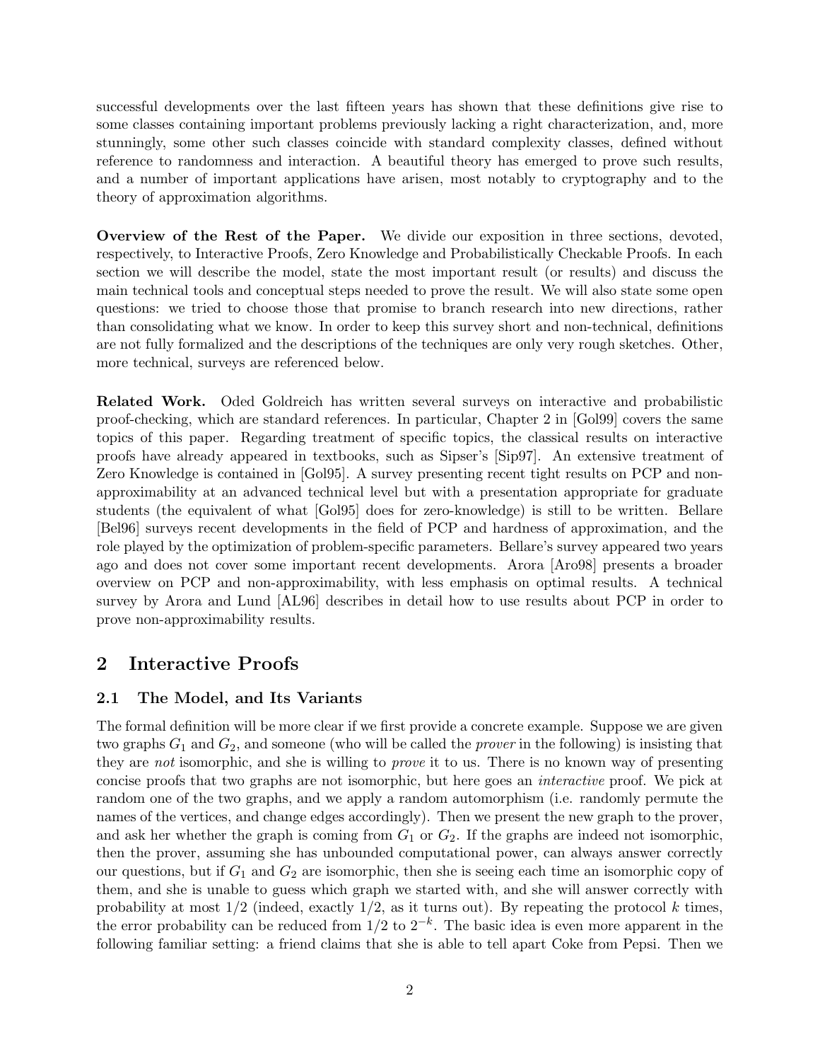successful developments over the last fifteen years has shown that these definitions give rise to some classes containing important problems previously lacking a right characterization, and, more stunningly, some other such classes coincide with standard complexity classes, defined without reference to randomness and interaction. A beautiful theory has emerged to prove such results, and a number of important applications have arisen, most notably to cryptography and to the theory of approximation algorithms.

**Overview of the Rest of the Paper.** We divide our exposition in three sections, devoted, respectively, to Interactive Proofs, Zero Knowledge and Probabilistically Checkable Proofs. In each section we will describe the model, state the most important result (or results) and discuss the main technical tools and conceptual steps needed to prove the result. We will also state some open questions: we tried to choose those that promise to branch research into new directions, rather than consolidating what we know. In order to keep this survey short and non-technical, definitions are not fully formalized and the descriptions of the techniques are only very rough sketches. Other, more technical, surveys are referenced below.

**Related Work.** Oded Goldreich has written several surveys on interactive and probabilistic proof-checking, which are standard references. In particular, Chapter 2 in [Gol99] covers the same topics of this paper. Regarding treatment of specific topics, the classical results on interactive proofs have already appeared in textbooks, such as Sipser's [Sip97]. An extensive treatment of Zero Knowledge is contained in [Gol95]. A survey presenting recent tight results on PCP and non-approximability at an advanced technical level but with a presentation appropriate for graduate students (the equivalent of what [Gol95] does for zero-knowledge) is still to be written. Bellare [Bel96] surveys recent developments in the field of PCP and hardness of approximation, and the role played by the optimization of problem-specific parameters. Bellare's survey appeared two years ago and does not cover some important recent developments. Arora [Aro98] presents a broader overview on PCP and non-approximability, with less emphasis on optimal results. A technical survey by Arora and Lund [AL96] describes in detail how to use results about PCP in order to prove non-approximability results.

## 2 Interactive Proofs

### 2.1 The Model, and Its Variants

The formal definition will be more clear if we first provide a concrete example. Suppose we are given two graphs $G_1$ and $G_2$, and someone (who will be called the *prover* in the following) is insisting that they are *not* isomorphic, and she is willing to *prove* it to us. There is no known way of presenting concise proofs that two graphs are not isomorphic, but here goes an *interactive* proof. We pick at random one of the two graphs, and we apply a random automorphism (i.e. randomly permute the names of the vertices, and change edges accordingly). Then we present the new graph to the prover, and ask her whether the graph is coming from $G_1$ or $G_2$. If the graphs are indeed not isomorphic, then the prover, assuming she has unbounded computational power, can always answer correctly our questions, but if $G_1$ and $G_2$ are isomorphic, then she is seeing each time an isomorphic copy of them, and she is unable to guess which graph we started with, and she will answer correctly with probability at most $1/2$ (indeed, exactly $1/2$, as it turns out). By repeating the protocol $k$ times, the error probability can be reduced from $1/2$ to $2^{-k}$. The basic idea is even more apparent in the following familiar setting: a friend claims that she is able to tell apart Coke from Pepsi. Then we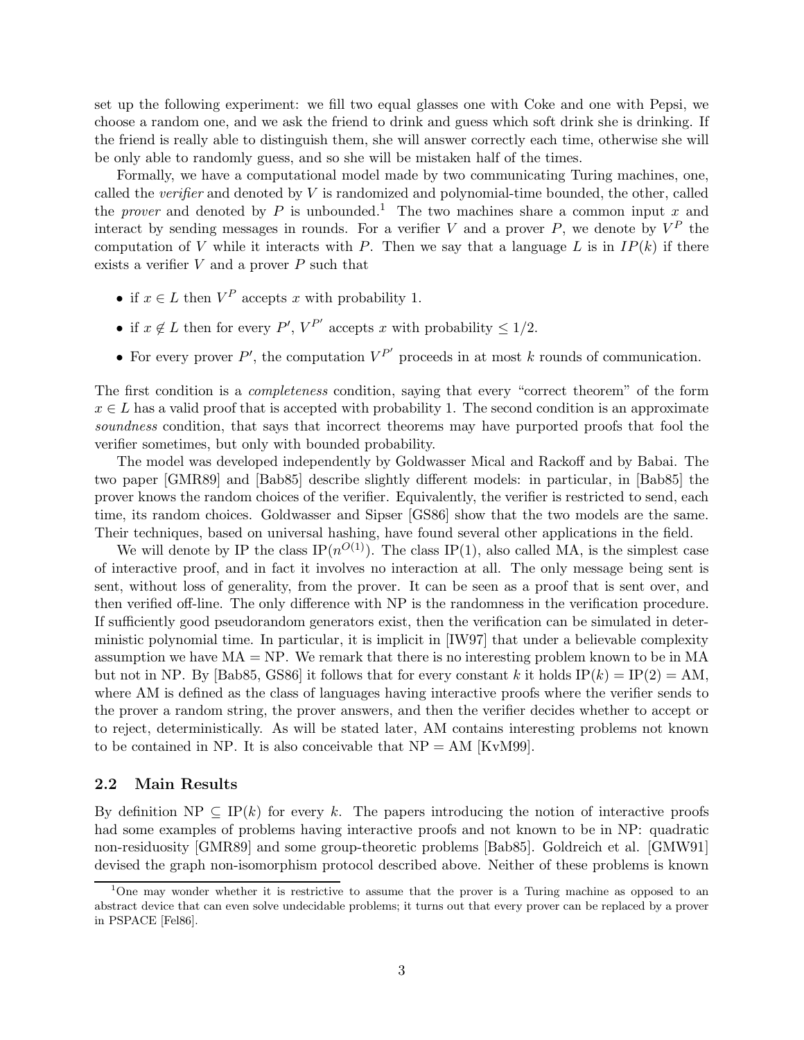set up the following experiment: we fill two equal glasses one with Coke and one with Pepsi, we choose a random one, and we ask the friend to drink and guess which soft drink she is drinking. If the friend is really able to distinguish them, she will answer correctly each time, otherwise she will be only able to randomly guess, and so she will be mistaken half of the times.

Formally, we have a computational model made by two communicating Turing machines, one, called the *verifier* and denoted by $V$ is randomized and polynomial-time bounded, the other, called the *prover* and denoted by $P$ is unbounded.[1] The two machines share a common input $x$ and interact by sending messages in rounds. For a verifier $V$ and a prover $P$, we denote by $V^P$ the computation of $V$ while it interacts with $P$. Then we say that a language $L$ is in $IP(k)$ if there exists a verifier $V$ and a prover $P$ such that

- if $x \in L$ then $V^P$ accepts $x$ with probability 1.
- if $x \notin L$ then for every $P'$, $V^{P'}$ accepts $x$ with probability $\leq 1/2$.
- For every prover $P'$, the computation $V^{P'}$ proceeds in at most $k$ rounds of communication.

The first condition is a *completeness* condition, saying that every "correct theorem" of the form $x \in L$ has a valid proof that is accepted with probability 1. The second condition is an approximate *soundness* condition, that says that incorrect theorems may have purported proofs that fool the verifier sometimes, but only with bounded probability.

The model was developed independently by Goldwasser Mical and Rackoff and by Babai. The two paper [GMR89] and [Bab85] describe slightly different models: in particular, in [Bab85] the prover knows the random choices of the verifier. Equivalently, the verifier is restricted to send, each time, its random choices. Goldwasser and Sipser [GS86] show that the two models are the same. Their techniques, based on universal hashing, have found several other applications in the field.

We will denote by IP the class $\mathrm{IP}(n^{O(1)})$. The class IP(1), also called MA, is the simplest case of interactive proof, and in fact it involves no interaction at all. The only message being sent is sent, without loss of generality, from the prover. It can be seen as a proof that is sent over, and then verified off-line. The only difference with NP is the randomness in the verification procedure. If sufficiently good pseudorandom generators exist, then the verification can be simulated in deterministic polynomial time. In particular, it is implicit in [IW97] that under a believable complexity assumption we have MA = NP. We remark that there is no interesting problem known to be in MA but not in NP. By [Bab85, GS86] it follows that for every constant $k$ it holds $\mathrm{IP}(k) = \mathrm{IP}(2) = \mathrm{AM}$, where AM is defined as the class of languages having interactive proofs where the verifier sends to the prover a random string, the prover answers, and then the verifier decides whether to accept or to reject, deterministically. As will be stated later, AM contains interesting problems not known to be contained in NP. It is also conceivable that NP = AM [KvM99].

## 2.2 Main Results

By definition $\mathrm{NP} \subseteq \mathrm{IP}(k)$ for every $k$. The papers introducing the notion of interactive proofs had some examples of problems having interactive proofs and not known to be in NP: quadratic non-residuosity [GMR89] and some group-theoretic problems [Bab85]. Goldreich et al. [GMW91] devised the graph non-isomorphism protocol described above. Neither of these problems is known

[1] One may wonder whether it is restrictive to assume that the prover is a Turing machine as opposed to an abstract device that can even solve undecidable problems; it turns out that every prover can be replaced by a prover in PSPACE [Fel86].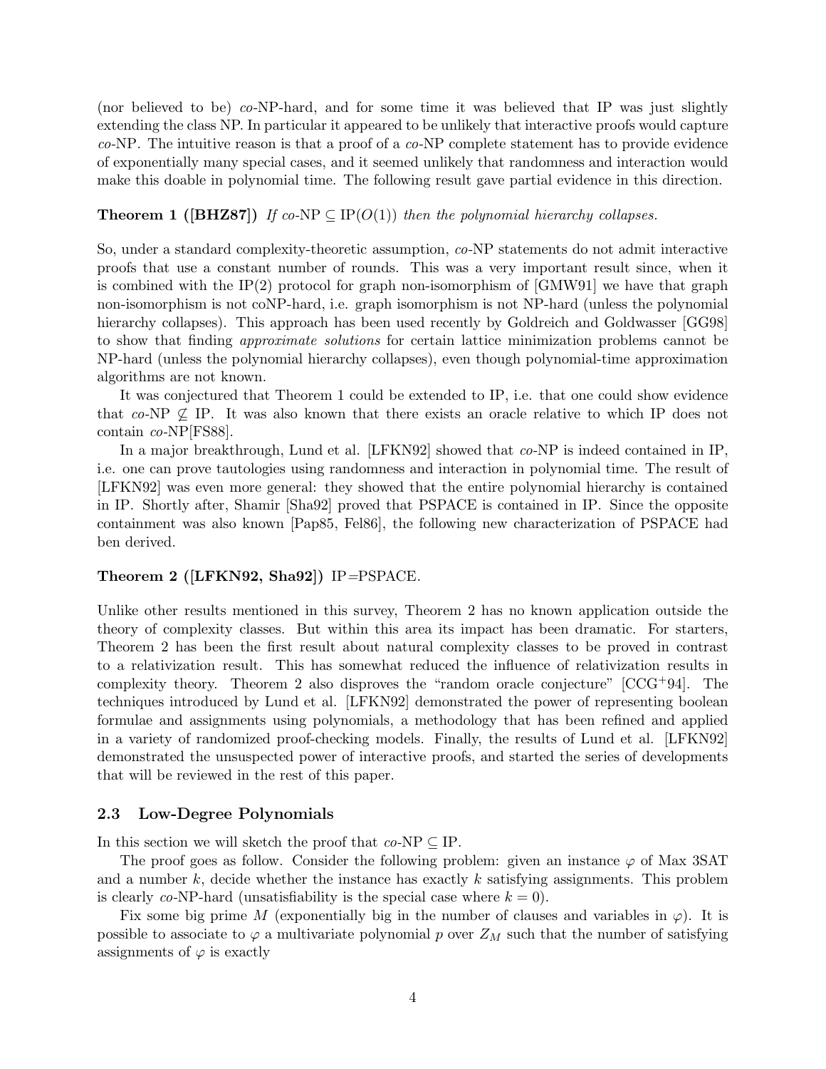(nor believed to be) *co*-NP-hard, and for some time it was believed that IP was just slightly extending the class NP. In particular it appeared to be unlikely that interactive proofs would capture *co*-NP. The intuitive reason is that a proof of a *co*-NP complete statement has to provide evidence of exponentially many special cases, and it seemed unlikely that randomness and interaction would make this doable in polynomial time. The following result gave partial evidence in this direction.

**Theorem 1 ([BHZ87])** *If co-*NP $\subseteq$ IP$(O(1))$ *then the polynomial hierarchy collapses.*

So, under a standard complexity-theoretic assumption, *co*-NP statements do not admit interactive proofs that use a constant number of rounds. This was a very important result since, when it is combined with the IP(2) protocol for graph non-isomorphism of [GMW91] we have that graph non-isomorphism is not coNP-hard, i.e. graph isomorphism is not NP-hard (unless the polynomial hierarchy collapses). This approach has been used recently by Goldreich and Goldwasser [GG98] to show that finding *approximate solutions* for certain lattice minimization problems cannot be NP-hard (unless the polynomial hierarchy collapses), even though polynomial-time approximation algorithms are not known.

It was conjectured that Theorem 1 could be extended to IP, i.e. that one could show evidence that *co*-NP $\not\subseteq$ IP. It was also known that there exists an oracle relative to which IP does not contain *co*-NP[FS88].

In a major breakthrough, Lund et al. [LFKN92] showed that *co*-NP is indeed contained in IP, i.e. one can prove tautologies using randomness and interaction in polynomial time. The result of [LFKN92] was even more general: they showed that the entire polynomial hierarchy is contained in IP. Shortly after, Shamir [Sha92] proved that PSPACE is contained in IP. Since the opposite containment was also known [Pap85, Fel86], the following new characterization of PSPACE had ben derived.

**Theorem 2 ([LFKN92, Sha92])** IP=PSPACE.

Unlike other results mentioned in this survey, Theorem 2 has no known application outside the theory of complexity classes. But within this area its impact has been dramatic. For starters, Theorem 2 has been the first result about natural complexity classes to be proved in contrast to a relativization result. This has somewhat reduced the influence of relativization results in complexity theory. Theorem 2 also disproves the "random oracle conjecture" [CCG+94]. The techniques introduced by Lund et al. [LFKN92] demonstrated the power of representing boolean formulae and assignments using polynomials, a methodology that has been refined and applied in a variety of randomized proof-checking models. Finally, the results of Lund et al. [LFKN92] demonstrated the unsuspected power of interactive proofs, and started the series of developments that will be reviewed in the rest of this paper.

### 2.3 Low-Degree Polynomials

In this section we will sketch the proof that *co*-NP $\subseteq$ IP.

The proof goes as follow. Consider the following problem: given an instance $\varphi$ of Max 3SAT and a number $k$, decide whether the instance has exactly $k$ satisfying assignments. This problem is clearly *co*-NP-hard (unsatisfiability is the special case where $k = 0$).

Fix some big prime $M$ (exponentially big in the number of clauses and variables in $\varphi$). It is possible to associate to $\varphi$ a multivariate polynomial $p$ over $Z_M$ such that the number of satisfying assignments of $\varphi$ is exactly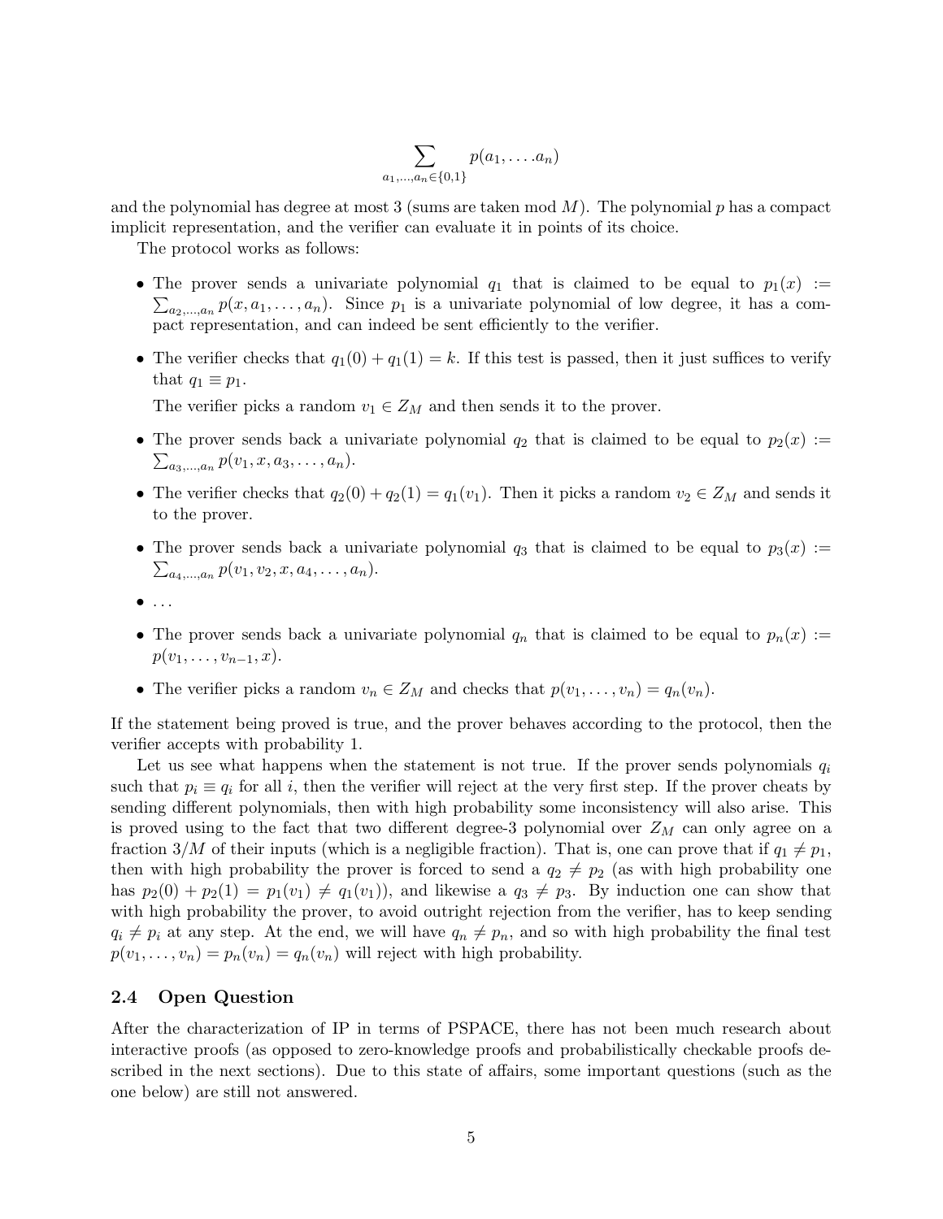$$\sum_{a_1,\dots,a_n \in \{0,1\}} p(a_1,\dots .a_n)$$

and the polynomial has degree at most 3 (sums are taken mod $M$). The polynomial $p$ has a compact implicit representation, and the verifier can evaluate it in points of its choice.

The protocol works as follows:

- The prover sends a univariate polynomial $q_1$ that is claimed to be equal to $p_1(x) := \sum_{a_2,\dots,a_n} p(x, a_1, \dots, a_n)$. Since $p_1$ is a univariate polynomial of low degree, it has a compact representation, and can indeed be sent efficiently to the verifier.
- The verifier checks that $q_1(0) + q_1(1) = k$. If this test is passed, then it just suffices to verify that $q_1 \equiv p_1$.

  The verifier picks a random $v_1 \in Z_M$ and then sends it to the prover.
- The prover sends back a univariate polynomial $q_2$ that is claimed to be equal to $p_2(x) := \sum_{a_3,\dots,a_n} p(v_1, x, a_3, \dots, a_n)$.
- The verifier checks that $q_2(0) + q_2(1) = q_1(v_1)$. Then it picks a random $v_2 \in Z_M$ and sends it to the prover.
- The prover sends back a univariate polynomial $q_3$ that is claimed to be equal to $p_3(x) := \sum_{a_4,\dots,a_n} p(v_1, v_2, x, a_4, \dots, a_n)$.
- ...
- The prover sends back a univariate polynomial $q_n$ that is claimed to be equal to $p_n(x) := p(v_1, \dots, v_{n-1}, x)$.
- The verifier picks a random $v_n \in Z_M$ and checks that $p(v_1, \dots, v_n) = q_n(v_n)$.

If the statement being proved is true, and the prover behaves according to the protocol, then the verifier accepts with probability 1.

Let us see what happens when the statement is not true. If the prover sends polynomials $q_i$ such that $p_i \equiv q_i$ for all $i$, then the verifier will reject at the very first step. If the prover cheats by sending different polynomials, then with high probability some inconsistency will also arise. This is proved using to the fact that two different degree-3 polynomial over $Z_M$ can only agree on a fraction $3/M$ of their inputs (which is a negligible fraction). That is, one can prove that if $q_1 \neq p_1$, then with high probability the prover is forced to send a $q_2 \neq p_2$ (as with high probability one has $p_2(0) + p_2(1) = p_1(v_1) \neq q_1(v_1)$), and likewise a $q_3 \neq p_3$. By induction one can show that with high probability the prover, to avoid outright rejection from the verifier, has to keep sending $q_i \neq p_i$ at any step. At the end, we will have $q_n \neq p_n$, and so with high probability the final test $p(v_1, \dots, v_n) = p_n(v_n) = q_n(v_n)$ will reject with high probability.

### 2.4 Open Question

After the characterization of IP in terms of PSPACE, there has not been much research about interactive proofs (as opposed to zero-knowledge proofs and probabilistically checkable proofs described in the next sections). Due to this state of affairs, some important questions (such as the one below) are still not answered.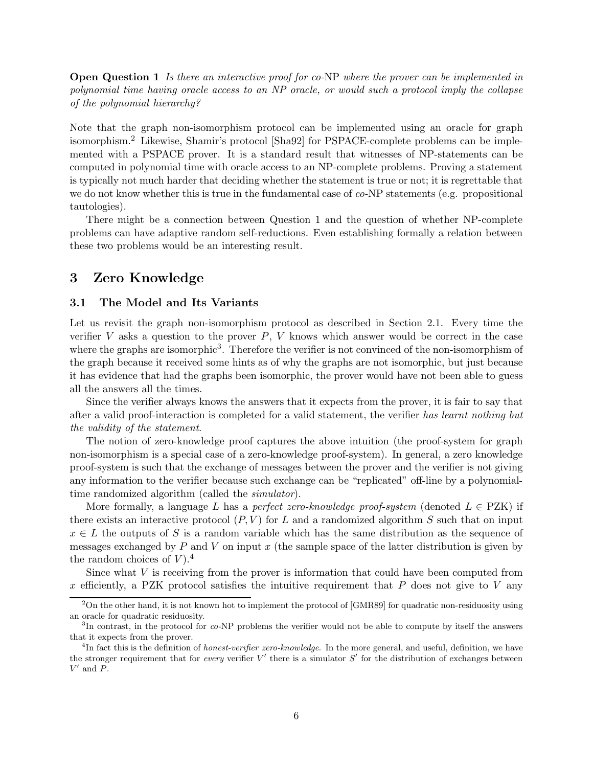**Open Question 1** *Is there an interactive proof for co-*NP *where the prover can be implemented in polynomial time having oracle access to an NP oracle, or would such a protocol imply the collapse of the polynomial hierarchy?*

Note that the graph non-isomorphism protocol can be implemented using an oracle for graph isomorphism.[2] Likewise, Shamir's protocol [Sha92] for PSPACE-complete problems can be implemented with a PSPACE prover. It is a standard result that witnesses of NP-statements can be computed in polynomial time with oracle access to an NP-complete problems. Proving a statement is typically not much harder that deciding whether the statement is true or not; it is regrettable that we do not know whether this is true in the fundamental case of *co*-NP statements (e.g. propositional tautologies).

There might be a connection between Question 1 and the question of whether NP-complete problems can have adaptive random self-reductions. Even establishing formally a relation between these two problems would be an interesting result.

## 3 Zero Knowledge

### 3.1 The Model and Its Variants

Let us revisit the graph non-isomorphism protocol as described in Section 2.1. Every time the verifier $V$ asks a question to the prover $P$, $V$ knows which answer would be correct in the case where the graphs are isomorphic[3]. Therefore the verifier is not convinced of the non-isomorphism of the graph because it received some hints as of why the graphs are not isomorphic, but just because it has evidence that had the graphs been isomorphic, the prover would have not been able to guess all the answers all the times.

Since the verifier always knows the answers that it expects from the prover, it is fair to say that after a valid proof-interaction is completed for a valid statement, the verifier *has learnt nothing but the validity of the statement*.

The notion of zero-knowledge proof captures the above intuition (the proof-system for graph non-isomorphism is a special case of a zero-knowledge proof-system). In general, a zero knowledge proof-system is such that the exchange of messages between the prover and the verifier is not giving any information to the verifier because such exchange can be "replicated" off-line by a polynomial-time randomized algorithm (called the *simulator*).

More formally, a language $L$ has a *perfect zero-knowledge proof-system* (denoted $L \in$ PZK) if there exists an interactive protocol $(P, V)$ for $L$ and a randomized algorithm $S$ such that on input $x \in L$ the outputs of $S$ is a random variable which has the same distribution as the sequence of messages exchanged by $P$ and $V$ on input $x$ (the sample space of the latter distribution is given by the random choices of $V$).[4]

Since what $V$ is receiving from the prover is information that could have been computed from $x$ efficiently, a PZK protocol satisfies the intuitive requirement that $P$ does not give to $V$ any

---

[2] On the other hand, it is not known hot to implement the protocol of [GMR89] for quadratic non-residuosity using an oracle for quadratic residuosity.

[3] In contrast, in the protocol for *co*-NP problems the verifier would not be able to compute by itself the answers that it expects from the prover.

[4] In fact this is the definition of *honest-verifier zero-knowledge*. In the more general, and useful, definition, we have the stronger requirement that for *every* verifier $V'$ there is a simulator $S'$ for the distribution of exchanges between $V'$ and $P$.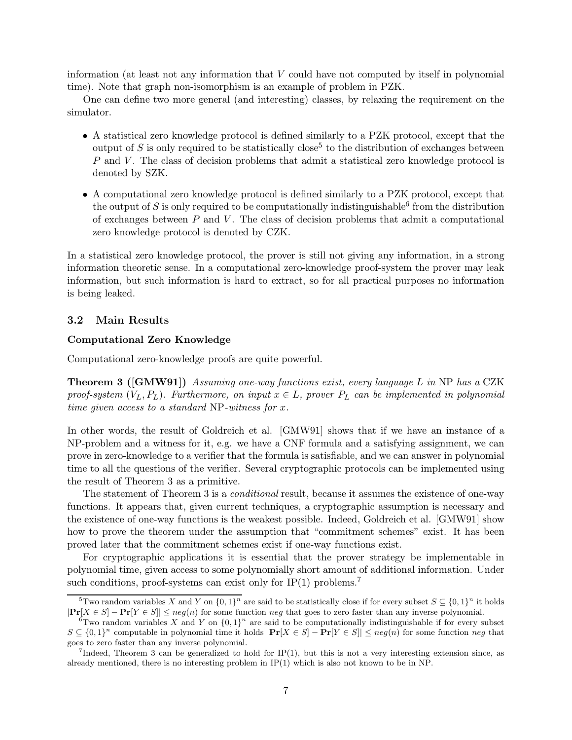information (at least not any information that $V$ could have not computed by itself in polynomial time). Note that graph non-isomorphism is an example of problem in PZK.

One can define two more general (and interesting) classes, by relaxing the requirement on the simulator.

- A statistical zero knowledge protocol is defined similarly to a PZK protocol, except that the output of $S$ is only required to be statistically close[5] to the distribution of exchanges between $P$ and $V$. The class of decision problems that admit a statistical zero knowledge protocol is denoted by SZK.
- A computational zero knowledge protocol is defined similarly to a PZK protocol, except that the output of $S$ is only required to be computationally indistinguishable[6] from the distribution of exchanges between $P$ and $V$. The class of decision problems that admit a computational zero knowledge protocol is denoted by CZK.

In a statistical zero knowledge protocol, the prover is still not giving any information, in a strong information theoretic sense. In a computational zero-knowledge proof-system the prover may leak information, but such information is hard to extract, so for all practical purposes no information is being leaked.

## 3.2 Main Results

**Computational Zero Knowledge**

Computational zero-knowledge proofs are quite powerful.

**Theorem 3 ([GMW91])** *Assuming one-way functions exist, every language $L$ in* NP *has a* CZK *proof-system $(V_L, P_L)$. Furthermore, on input $x \in L$, prover $P_L$ can be implemented in polynomial time given access to a standard* NP*-witness for $x$.*

In other words, the result of Goldreich et al. [GMW91] shows that if we have an instance of a NP-problem and a witness for it, e.g. we have a CNF formula and a satisfying assignment, we can prove in zero-knowledge to a verifier that the formula is satisfiable, and we can answer in polynomial time to all the questions of the verifier. Several cryptographic protocols can be implemented using the result of Theorem 3 as a primitive.

The statement of Theorem 3 is a *conditional* result, because it assumes the existence of one-way functions. It appears that, given current techniques, a cryptographic assumption is necessary and the existence of one-way functions is the weakest possible. Indeed, Goldreich et al. [GMW91] show how to prove the theorem under the assumption that "commitment schemes" exist. It has been proved later that the commitment schemes exist if one-way functions exist.

For cryptographic applications it is essential that the prover strategy be implementable in polynomial time, given access to some polynomially short amount of additional information. Under such conditions, proof-systems can exist only for IP(1) problems.[7]

---

[5] Two random variables $X$ and $Y$ on $\{0,1\}^n$ are said to be statistically close if for every subset $S \subseteq \{0,1\}^n$ it holds $|\mathbf{Pr}[X \in S] - \mathbf{Pr}[Y \in S]| \leq neg(n)$ for some function $neg$ that goes to zero faster than any inverse polynomial.

[6] Two random variables $X$ and $Y$ on $\{0,1\}^n$ are said to be computationally indistinguishable if for every subset $S \subseteq \{0,1\}^n$ computable in polynomial time it holds $|\mathbf{Pr}[X \in S] - \mathbf{Pr}[Y \in S]| \leq neg(n)$ for some function $neg$ that goes to zero faster than any inverse polynomial.

[7] Indeed, Theorem 3 can be generalized to hold for IP(1), but this is not a very interesting extension since, as already mentioned, there is no interesting problem in IP(1) which is also not known to be in NP.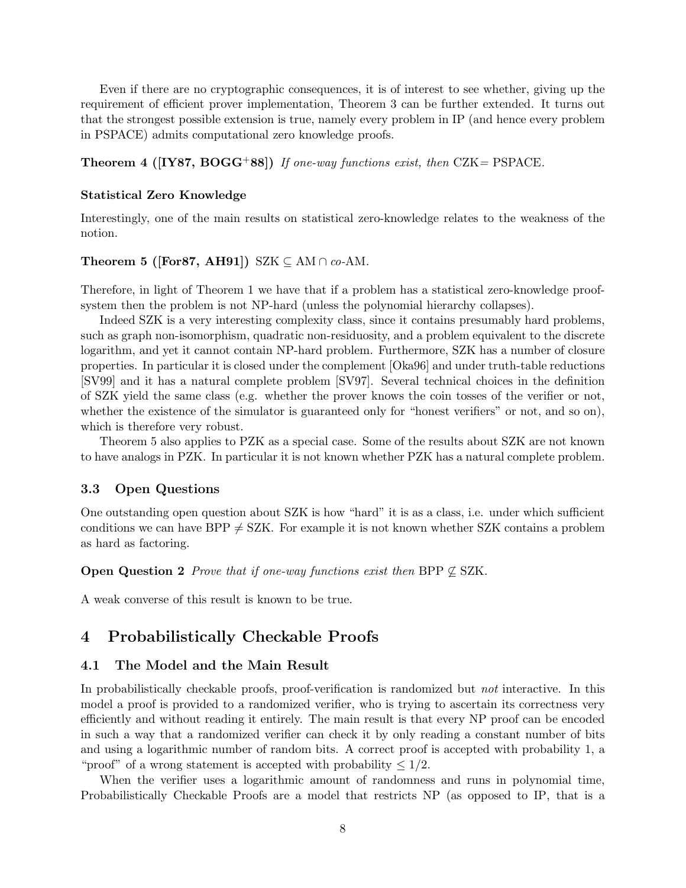Even if there are no cryptographic consequences, it is of interest to see whether, giving up the requirement of efficient prover implementation, Theorem 3 can be further extended. It turns out that the strongest possible extension is true, namely every problem in IP (and hence every problem in PSPACE) admits computational zero knowledge proofs.

**Theorem 4 ([IY87, BOGG+88])** *If one-way functions exist, then* CZK= PSPACE.

### Statistical Zero Knowledge

Interestingly, one of the main results on statistical zero-knowledge relates to the weakness of the notion.

**Theorem 5 ([For87, AH91])** SZK $\subseteq$ AM $\cap$ *co*-AM.

Therefore, in light of Theorem 1 we have that if a problem has a statistical zero-knowledge proof-system then the problem is not NP-hard (unless the polynomial hierarchy collapses).

Indeed SZK is a very interesting complexity class, since it contains presumably hard problems, such as graph non-isomorphism, quadratic non-residuosity, and a problem equivalent to the discrete logarithm, and yet it cannot contain NP-hard problem. Furthermore, SZK has a number of closure properties. In particular it is closed under the complement [Oka96] and under truth-table reductions [SV99] and it has a natural complete problem [SV97]. Several technical choices in the definition of SZK yield the same class (e.g. whether the prover knows the coin tosses of the verifier or not, whether the existence of the simulator is guaranteed only for "honest verifiers" or not, and so on), which is therefore very robust.

Theorem 5 also applies to PZK as a special case. Some of the results about SZK are not known to have analogs in PZK. In particular it is not known whether PZK has a natural complete problem.

## 3.3 Open Questions

One outstanding open question about SZK is how "hard" it is as a class, i.e. under which sufficient conditions we can have BPP $\neq$ SZK. For example it is not known whether SZK contains a problem as hard as factoring.

**Open Question 2** *Prove that if one-way functions exist then* BPP $\not\subseteq$ SZK.

A weak converse of this result is known to be true.

# 4 Probabilistically Checkable Proofs

## 4.1 The Model and the Main Result

In probabilistically checkable proofs, proof-verification is randomized but *not* interactive. In this model a proof is provided to a randomized verifier, who is trying to ascertain its correctness very efficiently and without reading it entirely. The main result is that every NP proof can be encoded in such a way that a randomized verifier can check it by only reading a constant number of bits and using a logarithmic number of random bits. A correct proof is accepted with probability 1, a "proof" of a wrong statement is accepted with probability $\leq 1/2$.

When the verifier uses a logarithmic amount of randomness and runs in polynomial time, Probabilistically Checkable Proofs are a model that restricts NP (as opposed to IP, that is a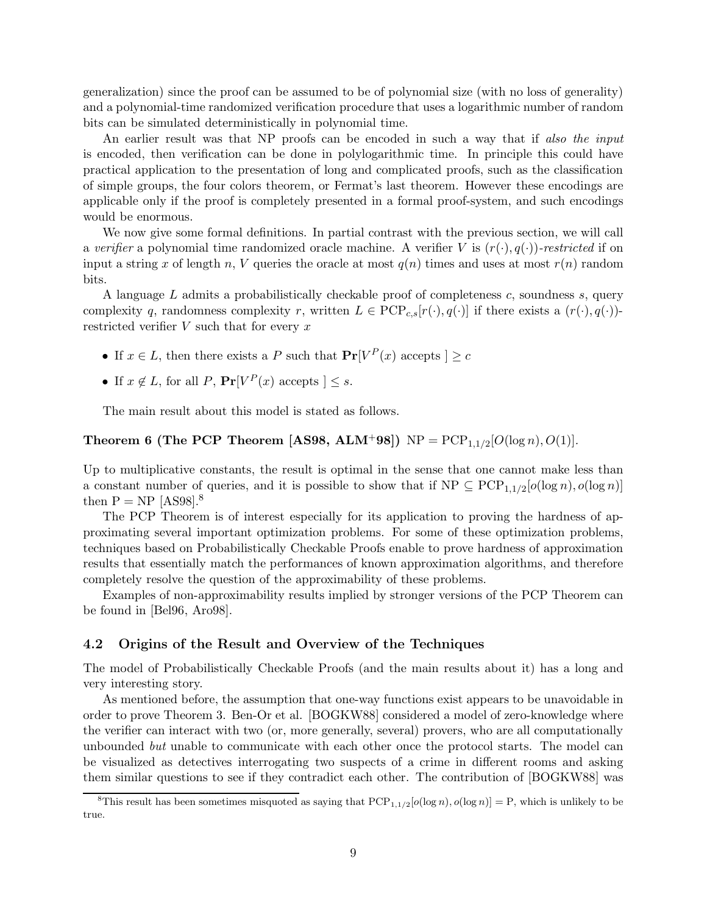generalization) since the proof can be assumed to be of polynomial size (with no loss of generality) and a polynomial-time randomized verification procedure that uses a logarithmic number of random bits can be simulated deterministically in polynomial time.

An earlier result was that NP proofs can be encoded in such a way that if *also the input* is encoded, then verification can be done in polylogarithmic time. In principle this could have practical application to the presentation of long and complicated proofs, such as the classification of simple groups, the four colors theorem, or Fermat's last theorem. However these encodings are applicable only if the proof is completely presented in a formal proof-system, and such encodings would be enormous.

We now give some formal definitions. In partial contrast with the previous section, we will call a *verifier* a polynomial time randomized oracle machine. A verifier $V$ is $(r(\cdot), q(\cdot))$*-restricted* if on input a string $x$ of length $n$, $V$ queries the oracle at most $q(n)$ times and uses at most $r(n)$ random bits.

A language $L$ admits a probabilistically checkable proof of completeness $c$, soundness $s$, query complexity $q$, randomness complexity $r$, written $L \in \mathrm{PCP}_{c,s}[r(\cdot), q(\cdot)]$ if there exists a $(r(\cdot), q(\cdot))$-restricted verifier $V$ such that for every $x$

- If $x \in L$, then there exists a $P$ such that $\mathbf{Pr}[V^P(x) \text{ accepts }] \geq c$
- If $x \notin L$, for all $P$, $\mathbf{Pr}[V^P(x) \text{ accepts }] \leq s$.

The main result about this model is stated as follows.

**Theorem 6 (The PCP Theorem [AS98, ALM+98])** $\mathrm{NP} = \mathrm{PCP}_{1,1/2}[O(\log n), O(1)]$.

Up to multiplicative constants, the result is optimal in the sense that one cannot make less than a constant number of queries, and it is possible to show that if $\mathrm{NP} \subseteq \mathrm{PCP}_{1,1/2}[o(\log n), o(\log n)]$ then $\mathrm{P} = \mathrm{NP}$ [AS98].[8]

The PCP Theorem is of interest especially for its application to proving the hardness of approximating several important optimization problems. For some of these optimization problems, techniques based on Probabilistically Checkable Proofs enable to prove hardness of approximation results that essentially match the performances of known approximation algorithms, and therefore completely resolve the question of the approximability of these problems.

Examples of non-approximability results implied by stronger versions of the PCP Theorem can be found in [Bel96, Aro98].

### 4.2 Origins of the Result and Overview of the Techniques

The model of Probabilistically Checkable Proofs (and the main results about it) has a long and very interesting story.

As mentioned before, the assumption that one-way functions exist appears to be unavoidable in order to prove Theorem 3. Ben-Or et al. [BOGKW88] considered a model of zero-knowledge where the verifier can interact with two (or, more generally, several) provers, who are all computationally unbounded *but* unable to communicate with each other once the protocol starts. The model can be visualized as detectives interrogating two suspects of a crime in different rooms and asking them similar questions to see if they contradict each other. The contribution of [BOGKW88] was

[8] This result has been sometimes misquoted as saying that $\mathrm{PCP}_{1,1/2}[o(\log n), o(\log n)] = \mathrm{P}$, which is unlikely to be true.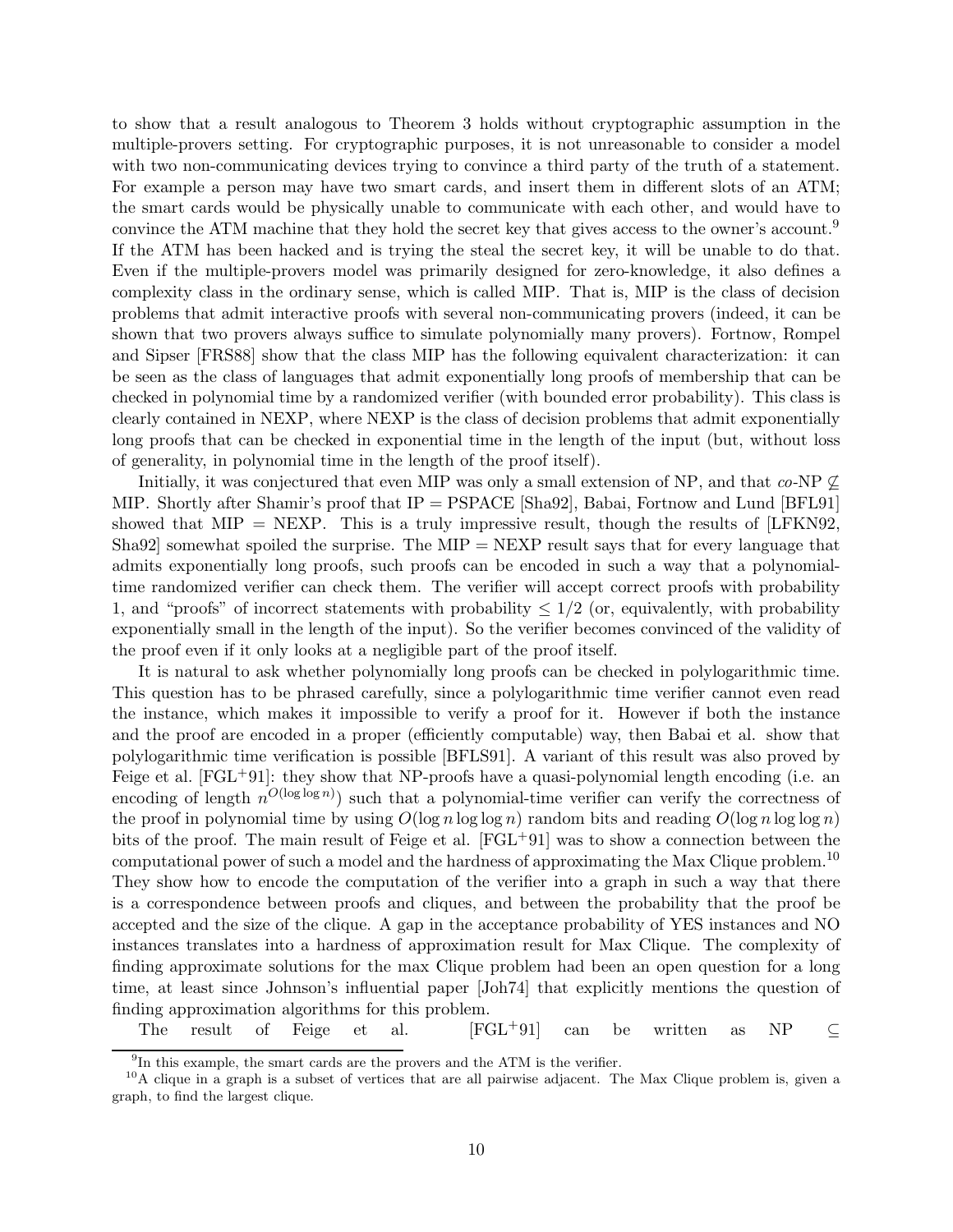to show that a result analogous to Theorem 3 holds without cryptographic assumption in the multiple-provers setting. For cryptographic purposes, it is not unreasonable to consider a model with two non-communicating devices trying to convince a third party of the truth of a statement. For example a person may have two smart cards, and insert them in different slots of an ATM; the smart cards would be physically unable to communicate with each other, and would have to convince the ATM machine that they hold the secret key that gives access to the owner's account.[9] If the ATM has been hacked and is trying the steal the secret key, it will be unable to do that. Even if the multiple-provers model was primarily designed for zero-knowledge, it also defines a complexity class in the ordinary sense, which is called MIP. That is, MIP is the class of decision problems that admit interactive proofs with several non-communicating provers (indeed, it can be shown that two provers always suffice to simulate polynomially many provers). Fortnow, Rompel and Sipser [FRS88] show that the class MIP has the following equivalent characterization: it can be seen as the class of languages that admit exponentially long proofs of membership that can be checked in polynomial time by a randomized verifier (with bounded error probability). This class is clearly contained in NEXP, where NEXP is the class of decision problems that admit exponentially long proofs that can be checked in exponential time in the length of the input (but, without loss of generality, in polynomial time in the length of the proof itself).

Initially, it was conjectured that even MIP was only a small extension of NP, and that *co*-NP $\not\subseteq$ MIP. Shortly after Shamir's proof that IP = PSPACE [Sha92], Babai, Fortnow and Lund [BFL91] showed that MIP = NEXP. This is a truly impressive result, though the results of [LFKN92, Sha92] somewhat spoiled the surprise. The MIP = NEXP result says that for every language that admits exponentially long proofs, such proofs can be encoded in such a way that a polynomial-time randomized verifier can check them. The verifier will accept correct proofs with probability 1, and "proofs" of incorrect statements with probability $\leq 1/2$ (or, equivalently, with probability exponentially small in the length of the input). So the verifier becomes convinced of the validity of the proof even if it only looks at a negligible part of the proof itself.

It is natural to ask whether polynomially long proofs can be checked in polylogarithmic time. This question has to be phrased carefully, since a polylogarithmic time verifier cannot even read the instance, which makes it impossible to verify a proof for it. However if both the instance and the proof are encoded in a proper (efficiently computable) way, then Babai et al. show that polylogarithmic time verification is possible [BFLS91]. A variant of this result was also proved by Feige et al. [FGL+91]: they show that NP-proofs have a quasi-polynomial length encoding (i.e. an encoding of length $n^{O(\log\log n)}$) such that a polynomial-time verifier can verify the correctness of the proof in polynomial time by using $O(\log n \log\log n)$ random bits and reading $O(\log n \log\log n)$ bits of the proof. The main result of Feige et al. [FGL+91] was to show a connection between the computational power of such a model and the hardness of approximating the Max Clique problem.[10] They show how to encode the computation of the verifier into a graph in such a way that there is a correspondence between proofs and cliques, and between the probability that the proof be accepted and the size of the clique. A gap in the acceptance probability of YES instances and NO instances translates into a hardness of approximation result for Max Clique. The complexity of finding approximate solutions for the max Clique problem had been an open question for a long time, at least since Johnson's influential paper [Joh74] that explicitly mentions the question of finding approximation algorithms for this problem.

The result of Feige et al. [FGL+91] can be written as NP $\subseteq$

[9] In this example, the smart cards are the provers and the ATM is the verifier.

[10] A clique in a graph is a subset of vertices that are all pairwise adjacent. The Max Clique problem is, given a graph, to find the largest clique.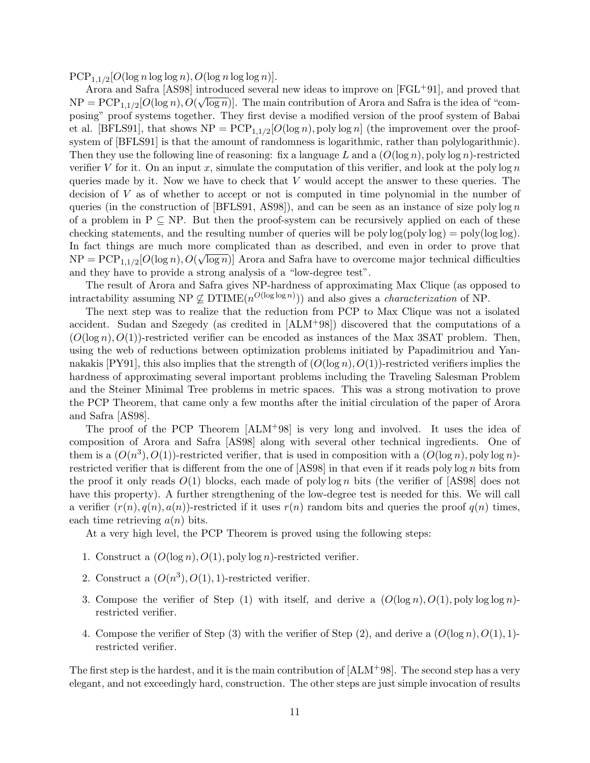$\mathrm{PCP}_{1,1/2}[O(\log n \log\log n), O(\log n \log\log n)]$.

Arora and Safra [AS98] introduced several new ideas to improve on [FGL+91], and proved that $\mathrm{NP} = \mathrm{PCP}_{1,1/2}[O(\log n), O(\sqrt{\log n})]$. The main contribution of Arora and Safra is the idea of "composing" proof systems together. They first devise a modified version of the proof system of Babai et al. [BFLS91], that shows $\mathrm{NP} = \mathrm{PCP}_{1,1/2}[O(\log n), \mathrm{poly}\log n]$ (the improvement over the proof-system of [BFLS91] is that the amount of randomness is logarithmic, rather than polylogarithmic). Then they use the following line of reasoning: fix a language $L$ and a $(O(\log n), \mathrm{poly}\log n)$-restricted verifier $V$ for it. On an input $x$, simulate the computation of this verifier, and look at the $\mathrm{poly}\log n$ queries made by it. Now we have to check that $V$ would accept the answer to these queries. The decision of $V$ as of whether to accept or not is computed in time polynomial in the number of queries (in the construction of [BFLS91, AS98]), and can be seen as an instance of size $\mathrm{poly}\log n$ of a problem in $\mathrm{P} \subseteq \mathrm{NP}$. But then the proof-system can be recursively applied on each of these checking statements, and the resulting number of queries will be $\mathrm{poly}\log(\mathrm{poly}\log) = \mathrm{poly}(\log\log)$. In fact things are much more complicated than as described, and even in order to prove that $\mathrm{NP} = \mathrm{PCP}_{1,1/2}[O(\log n), O(\sqrt{\log n})]$ Arora and Safra have to overcome major technical difficulties and they have to provide a strong analysis of a "low-degree test".

The result of Arora and Safra gives NP-hardness of approximating Max Clique (as opposed to intractability assuming $\mathrm{NP} \not\subseteq \mathrm{DTIME}(n^{O(\log\log n)})$) and also gives a *characterization* of NP.

The next step was to realize that the reduction from PCP to Max Clique was not a isolated accident. Sudan and Szegedy (as credited in [ALM+98]) discovered that the computations of a $(O(\log n), O(1))$-restricted verifier can be encoded as instances of the Max 3SAT problem. Then, using the web of reductions between optimization problems initiated by Papadimitriou and Yannakakis [PY91], this also implies that the strength of $(O(\log n), O(1))$-restricted verifiers implies the hardness of approximating several important problems including the Traveling Salesman Problem and the Steiner Minimal Tree problems in metric spaces. This was a strong motivation to prove the PCP Theorem, that came only a few months after the initial circulation of the paper of Arora and Safra [AS98].

The proof of the PCP Theorem [ALM+98] is very long and involved. It uses the idea of composition of Arora and Safra [AS98] along with several other technical ingredients. One of them is a $(O(n^3), O(1))$-restricted verifier, that is used in composition with a $(O(\log n), \mathrm{poly}\log n)$-restricted verifier that is different from the one of [AS98] in that even if it reads $\mathrm{poly}\log n$ bits from the proof it only reads $O(1)$ blocks, each made of $\mathrm{poly}\log n$ bits (the verifier of [AS98] does not have this property). A further strengthening of the low-degree test is needed for this. We will call a verifier $(r(n), q(n), a(n))$-restricted if it uses $r(n)$ random bits and queries the proof $q(n)$ times, each time retrieving $a(n)$ bits.

At a very high level, the PCP Theorem is proved using the following steps:

1. Construct a $(O(\log n), O(1), \mathrm{poly}\log n)$-restricted verifier.
2. Construct a $(O(n^3), O(1), 1)$-restricted verifier.
3. Compose the verifier of Step (1) with itself, and derive a $(O(\log n), O(1), \mathrm{poly}\log\log n)$-restricted verifier.
4. Compose the verifier of Step (3) with the verifier of Step (2), and derive a $(O(\log n), O(1), 1)$-restricted verifier.

The first step is the hardest, and it is the main contribution of [ALM+98]. The second step has a very elegant, and not exceedingly hard, construction. The other steps are just simple invocation of results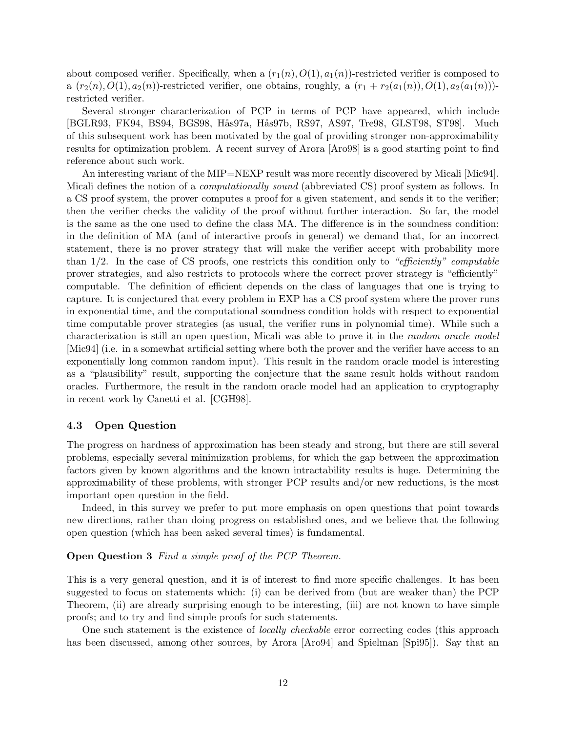about composed verifier. Specifically, when a $(r_1(n), O(1), a_1(n))$-restricted verifier is composed to a $(r_2(n), O(1), a_2(n))$-restricted verifier, one obtains, roughly, a $(r_1 + r_2(a_1(n)), O(1), a_2(a_1(n)))$-restricted verifier.

Several stronger characterization of PCP in terms of PCP have appeared, which include [BGLR93, FK94, BS94, BGS98, Hås97a, Hås97b, RS97, AS97, Tre98, GLST98, ST98]. Much of this subsequent work has been motivated by the goal of providing stronger non-approximability results for optimization problem. A recent survey of Arora [Aro98] is a good starting point to find reference about such work.

An interesting variant of the MIP=NEXP result was more recently discovered by Micali [Mic94]. Micali defines the notion of a *computationally sound* (abbreviated CS) proof system as follows. In a CS proof system, the prover computes a proof for a given statement, and sends it to the verifier; then the verifier checks the validity of the proof without further interaction. So far, the model is the same as the one used to define the class MA. The difference is in the soundness condition: in the definition of MA (and of interactive proofs in general) we demand that, for an incorrect statement, there is no prover strategy that will make the verifier accept with probability more than 1/2. In the case of CS proofs, one restricts this condition only to *"efficiently" computable* prover strategies, and also restricts to protocols where the correct prover strategy is "efficiently" computable. The definition of efficient depends on the class of languages that one is trying to capture. It is conjectured that every problem in EXP has a CS proof system where the prover runs in exponential time, and the computational soundness condition holds with respect to exponential time computable prover strategies (as usual, the verifier runs in polynomial time). While such a characterization is still an open question, Micali was able to prove it in the *random oracle model* [Mic94] (i.e. in a somewhat artificial setting where both the prover and the verifier have access to an exponentially long common random input). This result in the random oracle model is interesting as a "plausibility" result, supporting the conjecture that the same result holds without random oracles. Furthermore, the result in the random oracle model had an application to cryptography in recent work by Canetti et al. [CGH98].

### 4.3 Open Question

The progress on hardness of approximation has been steady and strong, but there are still several problems, especially several minimization problems, for which the gap between the approximation factors given by known algorithms and the known intractability results is huge. Determining the approximability of these problems, with stronger PCP results and/or new reductions, is the most important open question in the field.

Indeed, in this survey we prefer to put more emphasis on open questions that point towards new directions, rather than doing progress on established ones, and we believe that the following open question (which has been asked several times) is fundamental.

**Open Question 3** *Find a simple proof of the PCP Theorem.*

This is a very general question, and it is of interest to find more specific challenges. It has been suggested to focus on statements which: (i) can be derived from (but are weaker than) the PCP Theorem, (ii) are already surprising enough to be interesting, (iii) are not known to have simple proofs; and to try and find simple proofs for such statements.

One such statement is the existence of *locally checkable* error correcting codes (this approach has been discussed, among other sources, by Arora [Aro94] and Spielman [Spi95]). Say that an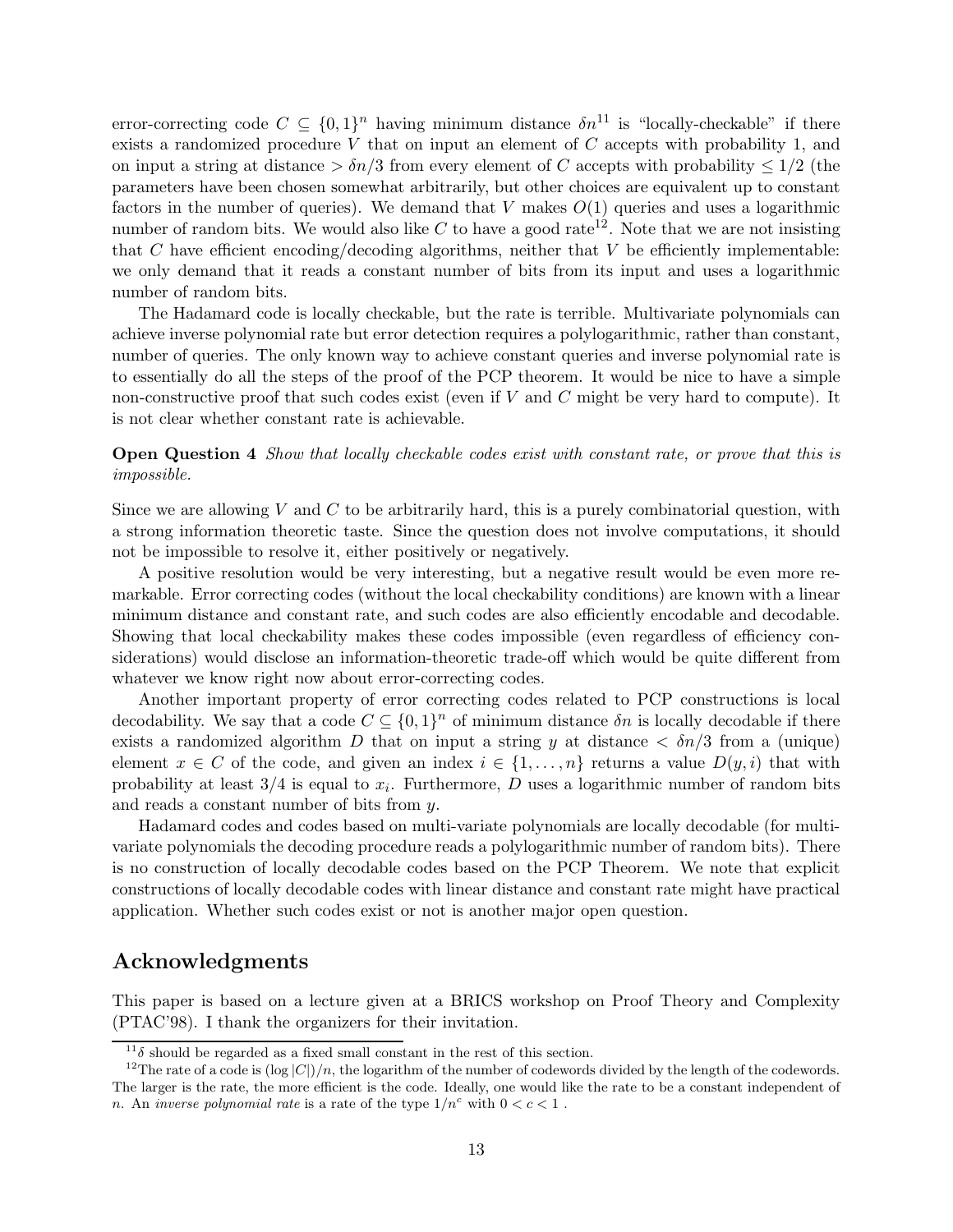error-correcting code $C \subseteq \{0,1\}^n$ having minimum distance $\delta n$[11] is "locally-checkable" if there exists a randomized procedure $V$ that on input an element of $C$ accepts with probability 1, and on input a string at distance $> \delta n/3$ from every element of $C$ accepts with probability $\leq 1/2$ (the parameters have been chosen somewhat arbitrarily, but other choices are equivalent up to constant factors in the number of queries). We demand that $V$ makes $O(1)$ queries and uses a logarithmic number of random bits. We would also like $C$ to have a good rate[12]. Note that we are not insisting that $C$ have efficient encoding/decoding algorithms, neither that $V$ be efficiently implementable: we only demand that it reads a constant number of bits from its input and uses a logarithmic number of random bits.

The Hadamard code is locally checkable, but the rate is terrible. Multivariate polynomials can achieve inverse polynomial rate but error detection requires a polylogarithmic, rather than constant, number of queries. The only known way to achieve constant queries and inverse polynomial rate is to essentially do all the steps of the proof of the PCP theorem. It would be nice to have a simple non-constructive proof that such codes exist (even if $V$ and $C$ might be very hard to compute). It is not clear whether constant rate is achievable.

**Open Question 4** *Show that locally checkable codes exist with constant rate, or prove that this is impossible.*

Since we are allowing $V$ and $C$ to be arbitrarily hard, this is a purely combinatorial question, with a strong information theoretic taste. Since the question does not involve computations, it should not be impossible to resolve it, either positively or negatively.

A positive resolution would be very interesting, but a negative result would be even more remarkable. Error correcting codes (without the local checkability conditions) are known with a linear minimum distance and constant rate, and such codes are also efficiently encodable and decodable. Showing that local checkability makes these codes impossible (even regardless of efficiency considerations) would disclose an information-theoretic trade-off which would be quite different from whatever we know right now about error-correcting codes.

Another important property of error correcting codes related to PCP constructions is local decodability. We say that a code $C \subseteq \{0,1\}^n$ of minimum distance $\delta n$ is locally decodable if there exists a randomized algorithm $D$ that on input a string $y$ at distance $< \delta n/3$ from a (unique) element $x \in C$ of the code, and given an index $i \in \{1, \ldots, n\}$ returns a value $D(y, i)$ that with probability at least $3/4$ is equal to $x_i$. Furthermore, $D$ uses a logarithmic number of random bits and reads a constant number of bits from $y$.

Hadamard codes and codes based on multi-variate polynomials are locally decodable (for multivariate polynomials the decoding procedure reads a polylogarithmic number of random bits). There is no construction of locally decodable codes based on the PCP Theorem. We note that explicit constructions of locally decodable codes with linear distance and constant rate might have practical application. Whether such codes exist or not is another major open question.

## Acknowledgments

This paper is based on a lecture given at a BRICS workshop on Proof Theory and Complexity (PTAC'98). I thank the organizers for their invitation.

[11] $\delta$ should be regarded as a fixed small constant in the rest of this section.

[12] The rate of a code is $(\log |C|)/n$, the logarithm of the number of codewords divided by the length of the codewords. The larger is the rate, the more efficient is the code. Ideally, one would like the rate to be a constant independent of $n$. An *inverse polynomial rate* is a rate of the type $1/n^c$ with $0 < c < 1$ .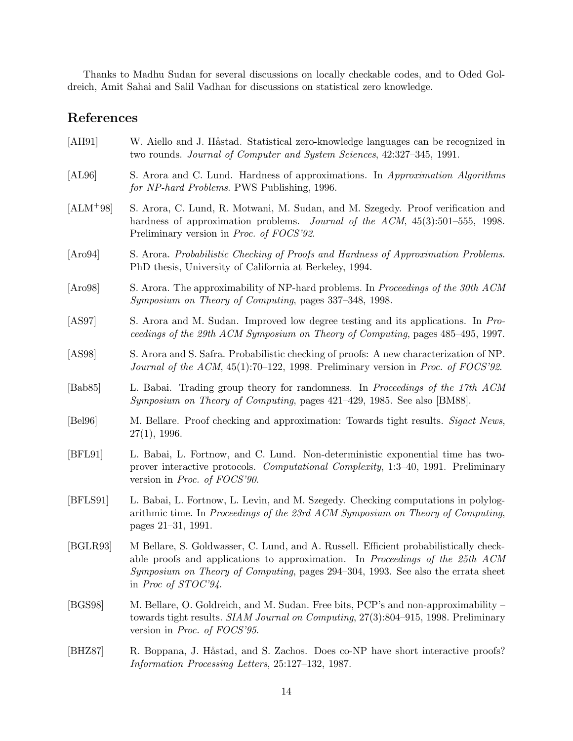Thanks to Madhu Sudan for several discussions on locally checkable codes, and to Oded Goldreich, Amit Sahai and Salil Vadhan for discussions on statistical zero knowledge.

## References

[AH91] W. Aiello and J. Håstad. Statistical zero-knowledge languages can be recognized in two rounds. *Journal of Computer and System Sciences*, 42:327–345, 1991.

[AL96] S. Arora and C. Lund. Hardness of approximations. In *Approximation Algorithms for NP-hard Problems*. PWS Publishing, 1996.

[ALM+98] S. Arora, C. Lund, R. Motwani, M. Sudan, and M. Szegedy. Proof verification and hardness of approximation problems. *Journal of the ACM*, 45(3):501–555, 1998. Preliminary version in *Proc. of FOCS'92*.

[Aro94] S. Arora. *Probabilistic Checking of Proofs and Hardness of Approximation Problems*. PhD thesis, University of California at Berkeley, 1994.

[Aro98] S. Arora. The approximability of NP-hard problems. In *Proceedings of the 30th ACM Symposium on Theory of Computing*, pages 337–348, 1998.

[AS97] S. Arora and M. Sudan. Improved low degree testing and its applications. In *Proceedings of the 29th ACM Symposium on Theory of Computing*, pages 485–495, 1997.

[AS98] S. Arora and S. Safra. Probabilistic checking of proofs: A new characterization of NP. *Journal of the ACM*, 45(1):70–122, 1998. Preliminary version in *Proc. of FOCS'92*.

[Bab85] L. Babai. Trading group theory for randomness. In *Proceedings of the 17th ACM Symposium on Theory of Computing*, pages 421–429, 1985. See also [BM88].

[Bel96] M. Bellare. Proof checking and approximation: Towards tight results. *Sigact News*, 27(1), 1996.

[BFL91] L. Babai, L. Fortnow, and C. Lund. Non-deterministic exponential time has two-prover interactive protocols. *Computational Complexity*, 1:3–40, 1991. Preliminary version in *Proc. of FOCS'90*.

[BFLS91] L. Babai, L. Fortnow, L. Levin, and M. Szegedy. Checking computations in polylogarithmic time. In *Proceedings of the 23rd ACM Symposium on Theory of Computing*, pages 21–31, 1991.

[BGLR93] M Bellare, S. Goldwasser, C. Lund, and A. Russell. Efficient probabilistically checkable proofs and applications to approximation. In *Proceedings of the 25th ACM Symposium on Theory of Computing*, pages 294–304, 1993. See also the errata sheet in *Proc of STOC'94*.

[BGS98] M. Bellare, O. Goldreich, and M. Sudan. Free bits, PCP's and non-approximability – towards tight results. *SIAM Journal on Computing*, 27(3):804–915, 1998. Preliminary version in *Proc. of FOCS'95*.

[BHZ87] R. Boppana, J. Håstad, and S. Zachos. Does co-NP have short interactive proofs? *Information Processing Letters*, 25:127–132, 1987.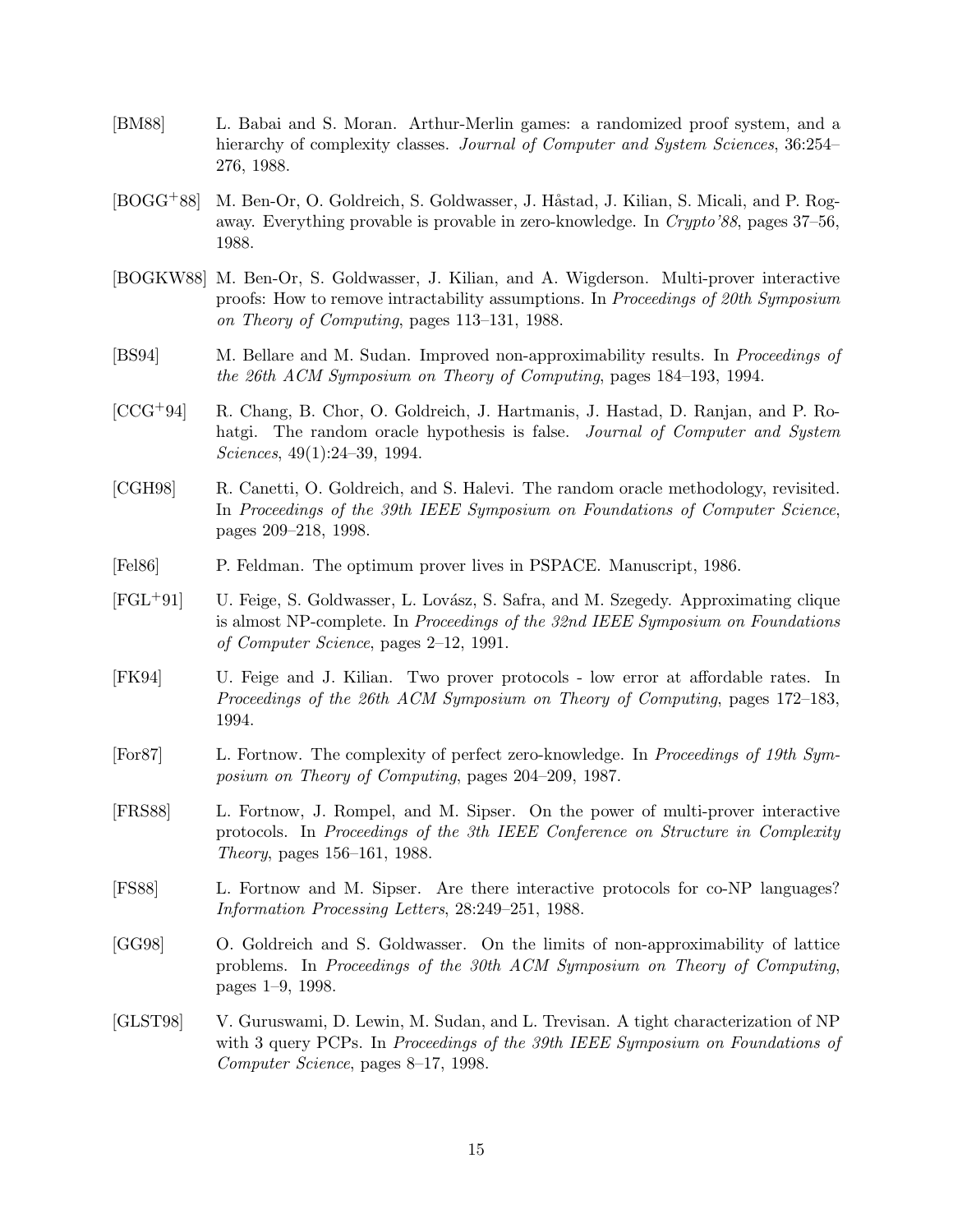[BM88] L. Babai and S. Moran. Arthur-Merlin games: a randomized proof system, and a hierarchy of complexity classes. *Journal of Computer and System Sciences*, 36:254–276, 1988.

[BOGG+88] M. Ben-Or, O. Goldreich, S. Goldwasser, J. Håstad, J. Kilian, S. Micali, and P. Rogaway. Everything provable is provable in zero-knowledge. In *Crypto'88*, pages 37–56, 1988.

[BOGKW88] M. Ben-Or, S. Goldwasser, J. Kilian, and A. Wigderson. Multi-prover interactive proofs: How to remove intractability assumptions. In *Proceedings of 20th Symposium on Theory of Computing*, pages 113–131, 1988.

[BS94] M. Bellare and M. Sudan. Improved non-approximability results. In *Proceedings of the 26th ACM Symposium on Theory of Computing*, pages 184–193, 1994.

[CCG+94] R. Chang, B. Chor, O. Goldreich, J. Hartmanis, J. Hastad, D. Ranjan, and P. Rohatgi. The random oracle hypothesis is false. *Journal of Computer and System Sciences*, 49(1):24–39, 1994.

[CGH98] R. Canetti, O. Goldreich, and S. Halevi. The random oracle methodology, revisited. In *Proceedings of the 39th IEEE Symposium on Foundations of Computer Science*, pages 209–218, 1998.

[Fel86] P. Feldman. The optimum prover lives in PSPACE. Manuscript, 1986.

[FGL+91] U. Feige, S. Goldwasser, L. Lovász, S. Safra, and M. Szegedy. Approximating clique is almost NP-complete. In *Proceedings of the 32nd IEEE Symposium on Foundations of Computer Science*, pages 2–12, 1991.

[FK94] U. Feige and J. Kilian. Two prover protocols - low error at affordable rates. In *Proceedings of the 26th ACM Symposium on Theory of Computing*, pages 172–183, 1994.

[For87] L. Fortnow. The complexity of perfect zero-knowledge. In *Proceedings of 19th Symposium on Theory of Computing*, pages 204–209, 1987.

[FRS88] L. Fortnow, J. Rompel, and M. Sipser. On the power of multi-prover interactive protocols. In *Proceedings of the 3th IEEE Conference on Structure in Complexity Theory*, pages 156–161, 1988.

[FS88] L. Fortnow and M. Sipser. Are there interactive protocols for co-NP languages? *Information Processing Letters*, 28:249–251, 1988.

[GG98] O. Goldreich and S. Goldwasser. On the limits of non-approximability of lattice problems. In *Proceedings of the 30th ACM Symposium on Theory of Computing*, pages 1–9, 1998.

[GLST98] V. Guruswami, D. Lewin, M. Sudan, and L. Trevisan. A tight characterization of NP with 3 query PCPs. In *Proceedings of the 39th IEEE Symposium on Foundations of Computer Science*, pages 8–17, 1998.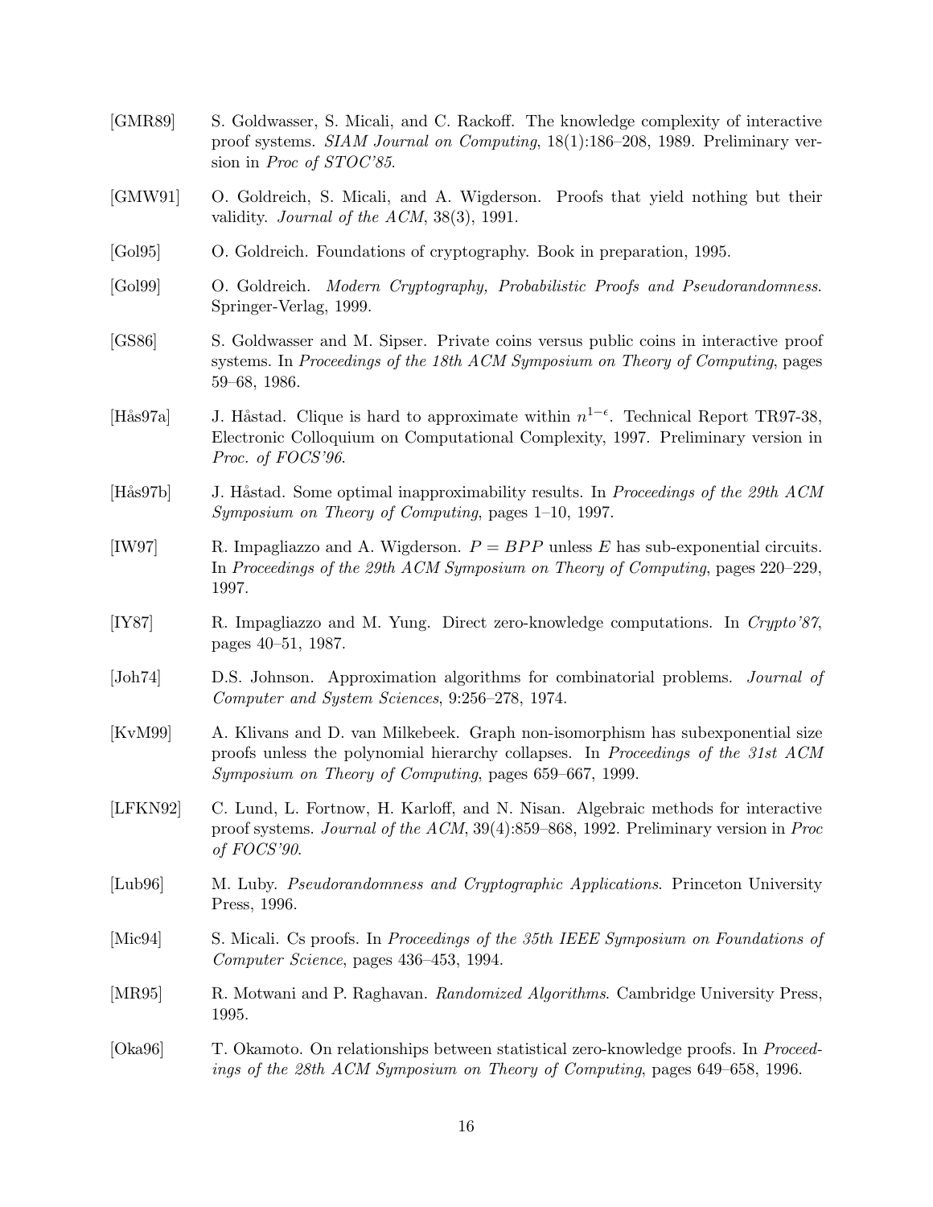[GMR89] S. Goldwasser, S. Micali, and C. Rackoff. The knowledge complexity of interactive proof systems. *SIAM Journal on Computing*, 18(1):186–208, 1989. Preliminary version in *Proc of STOC'85*.

[GMW91] O. Goldreich, S. Micali, and A. Wigderson. Proofs that yield nothing but their validity. *Journal of the ACM*, 38(3), 1991.

[Gol95] O. Goldreich. Foundations of cryptography. Book in preparation, 1995.

[Gol99] O. Goldreich. *Modern Cryptography, Probabilistic Proofs and Pseudorandomness*. Springer-Verlag, 1999.

[GS86] S. Goldwasser and M. Sipser. Private coins versus public coins in interactive proof systems. In *Proceedings of the 18th ACM Symposium on Theory of Computing*, pages 59–68, 1986.

[Hås97a] J. Håstad. Clique is hard to approximate within $n^{1-\epsilon}$. Technical Report TR97-38, Electronic Colloquium on Computational Complexity, 1997. Preliminary version in *Proc. of FOCS'96*.

[Hås97b] J. Håstad. Some optimal inapproximability results. In *Proceedings of the 29th ACM Symposium on Theory of Computing*, pages 1–10, 1997.

[IW97] R. Impagliazzo and A. Wigderson. $P = BPP$ unless $E$ has sub-exponential circuits. In *Proceedings of the 29th ACM Symposium on Theory of Computing*, pages 220–229, 1997.

[IY87] R. Impagliazzo and M. Yung. Direct zero-knowledge computations. In *Crypto'87*, pages 40–51, 1987.

[Joh74] D.S. Johnson. Approximation algorithms for combinatorial problems. *Journal of Computer and System Sciences*, 9:256–278, 1974.

[KvM99] A. Klivans and D. van Milkebeek. Graph non-isomorphism has subexponential size proofs unless the polynomial hierarchy collapses. In *Proceedings of the 31st ACM Symposium on Theory of Computing*, pages 659–667, 1999.

[LFKN92] C. Lund, L. Fortnow, H. Karloff, and N. Nisan. Algebraic methods for interactive proof systems. *Journal of the ACM*, 39(4):859–868, 1992. Preliminary version in *Proc of FOCS'90*.

[Lub96] M. Luby. *Pseudorandomness and Cryptographic Applications*. Princeton University Press, 1996.

[Mic94] S. Micali. Cs proofs. In *Proceedings of the 35th IEEE Symposium on Foundations of Computer Science*, pages 436–453, 1994.

[MR95] R. Motwani and P. Raghavan. *Randomized Algorithms*. Cambridge University Press, 1995.

[Oka96] T. Okamoto. On relationships between statistical zero-knowledge proofs. In *Proceedings of the 28th ACM Symposium on Theory of Computing*, pages 649–658, 1996.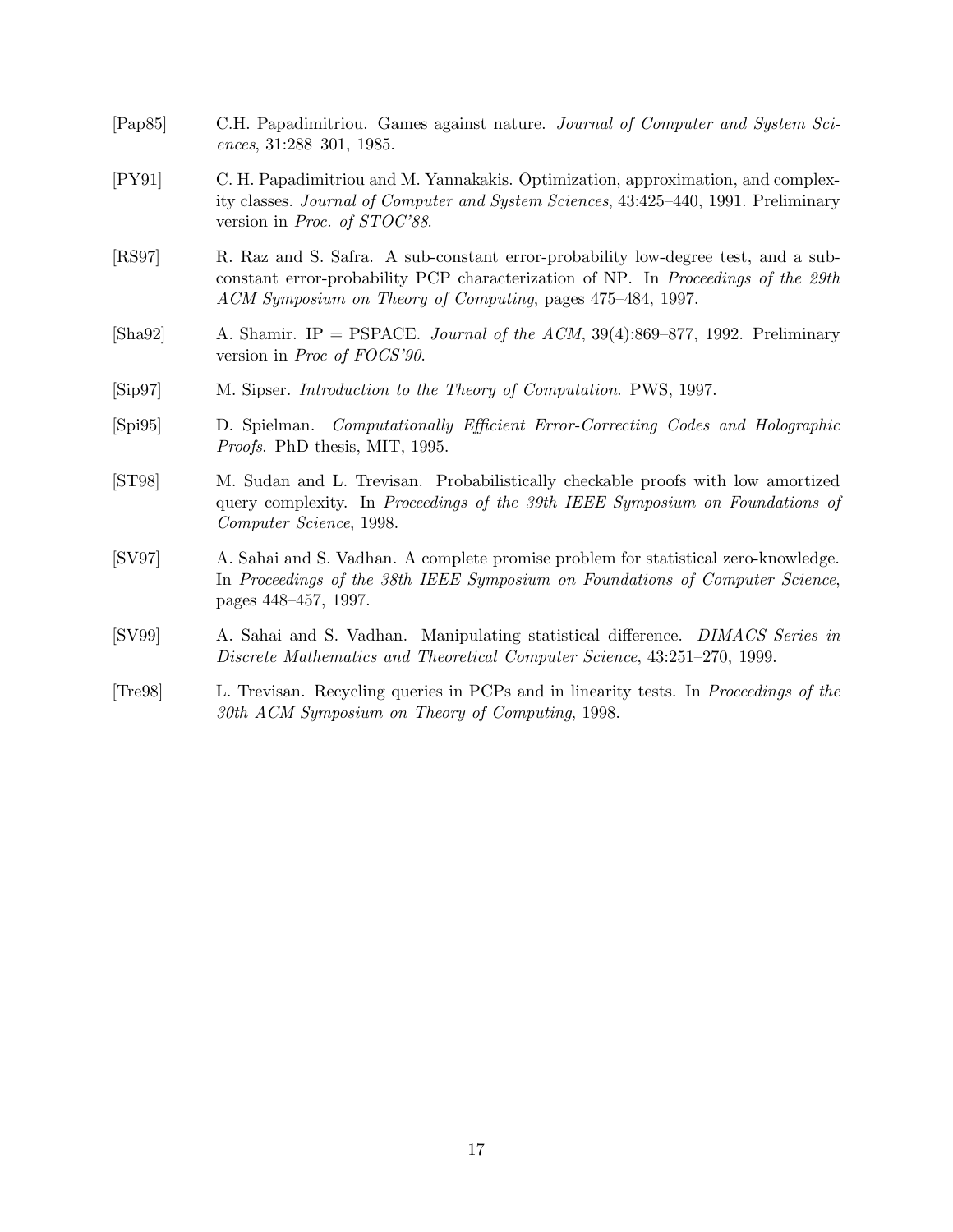[Pap85] C.H. Papadimitriou. Games against nature. *Journal of Computer and System Sciences*, 31:288–301, 1985.

[PY91] C. H. Papadimitriou and M. Yannakakis. Optimization, approximation, and complexity classes. *Journal of Computer and System Sciences*, 43:425–440, 1991. Preliminary version in *Proc. of STOC'88*.

[RS97] R. Raz and S. Safra. A sub-constant error-probability low-degree test, and a sub-constant error-probability PCP characterization of NP. In *Proceedings of the 29th ACM Symposium on Theory of Computing*, pages 475–484, 1997.

[Sha92] A. Shamir. IP = PSPACE. *Journal of the ACM*, 39(4):869–877, 1992. Preliminary version in *Proc of FOCS'90*.

[Sip97] M. Sipser. *Introduction to the Theory of Computation*. PWS, 1997.

[Spi95] D. Spielman. *Computationally Efficient Error-Correcting Codes and Holographic Proofs*. PhD thesis, MIT, 1995.

[ST98] M. Sudan and L. Trevisan. Probabilistically checkable proofs with low amortized query complexity. In *Proceedings of the 39th IEEE Symposium on Foundations of Computer Science*, 1998.

[SV97] A. Sahai and S. Vadhan. A complete promise problem for statistical zero-knowledge. In *Proceedings of the 38th IEEE Symposium on Foundations of Computer Science*, pages 448–457, 1997.

[SV99] A. Sahai and S. Vadhan. Manipulating statistical difference. *DIMACS Series in Discrete Mathematics and Theoretical Computer Science*, 43:251–270, 1999.

[Tre98] L. Trevisan. Recycling queries in PCPs and in linearity tests. In *Proceedings of the 30th ACM Symposium on Theory of Computing*, 1998.